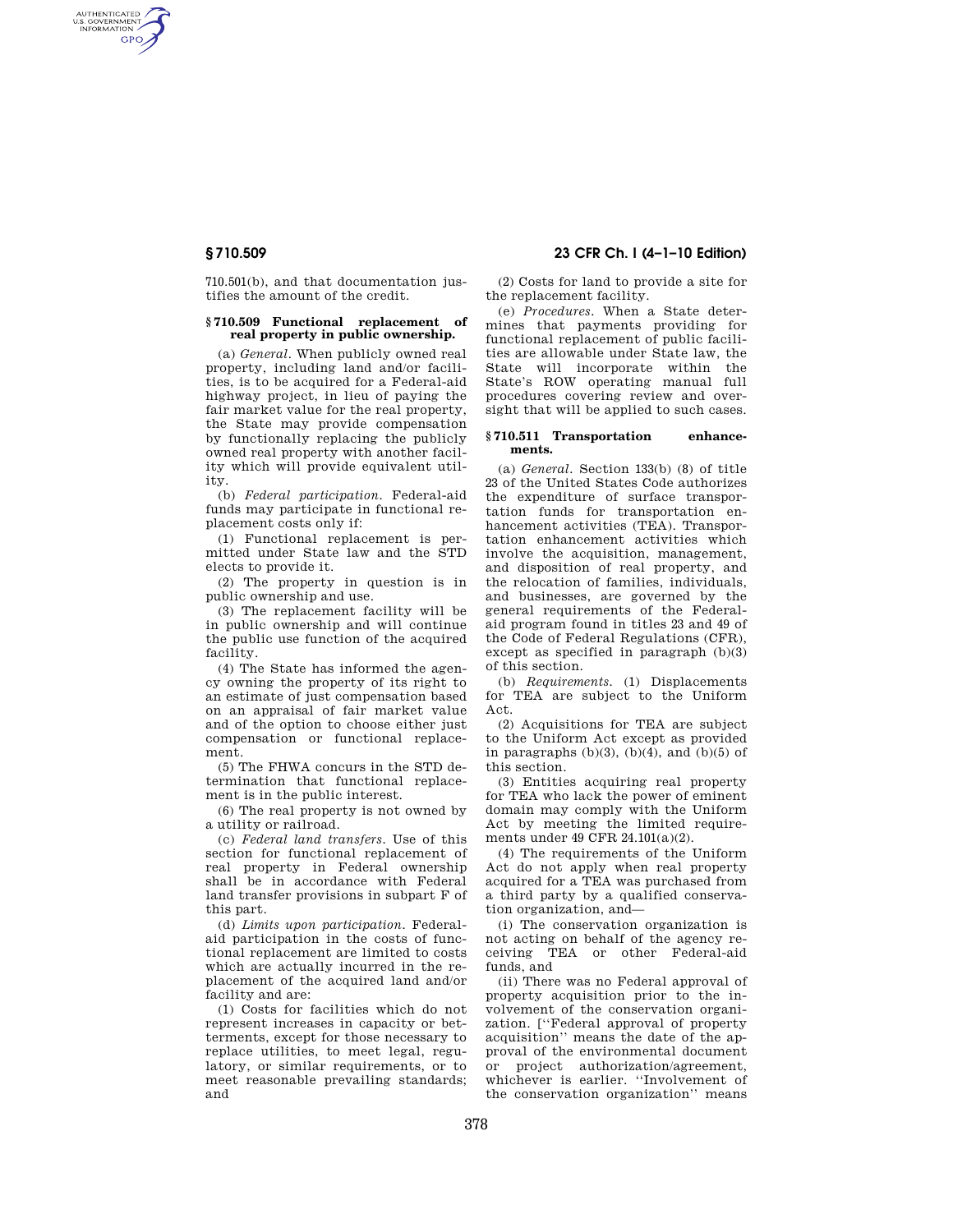710.501(b), and that documentation justifies the amount of the credit.

### § 710.509 Functional replacement of real property in public ownership.

(a) *General.* When publicly owned real property, including land and/or facilities, is to be acquired for a Federal-aid highway project, in lieu of paying the fair market value for the real property, the State may provide compensation by functionally replacing the publicly owned real property with another facility which will provide equivalent utility.

(b) *Federal participation.* Federal-aid funds may participate in functional replacement costs only if:

(1) Functional replacement is permitted under State law and the STD elects to provide it.

(2) The property in question is in public ownership and use.

(3) The replacement facility will be in public ownership and will continue the public use function of the acquired facility.

(4) The State has informed the agency owning the property of its right to an estimate of just compensation based on an appraisal of fair market value and of the option to choose either just compensation or functional replacement.

(5) The FHWA concurs in the STD determination that functional replacement is in the public interest.

(6) The real property is not owned by a utility or railroad.

(c) *Federal land transfers.* Use of this section for functional replacement of real property in Federal ownership shall be in accordance with Federal land transfer provisions in subpart F of this part.

(d) *Limits upon participation.* Federal-aid participation in the costs of functional replacement are limited to costs which are actually incurred in the replacement of the acquired land and/or facility and are:

(1) Costs for facilities which do not represent increases in capacity or betterments, except for those necessary to replace utilities, to meet legal, regulatory, or similar requirements, or to meet reasonable prevailing standards; and

(2) Costs for land to provide a site for the replacement facility.

(e) *Procedures.* When a State determines that payments providing for functional replacement of public facilities are allowable under State law, the State will incorporate within the State's ROW operating manual full procedures covering review and oversight that will be applied to such cases.

### § 710.511 Transportation enhancements.

(a) *General.* Section 133(b) (8) of title 23 of the United States Code authorizes the expenditure of surface transportation funds for transportation enhancement activities (TEA). Transportation enhancement activities which involve the acquisition, management, and disposition of real property, and the relocation of families, individuals, and businesses, are governed by the general requirements of the Federal-aid program found in titles 23 and 49 of the Code of Federal Regulations (CFR), except as specified in paragraph (b)(3) of this section.

(b) *Requirements.* (1) Displacements for TEA are subject to the Uniform Act.

(2) Acquisitions for TEA are subject to the Uniform Act except as provided in paragraphs (b)(3), (b)(4), and (b)(5) of this section.

(3) Entities acquiring real property for TEA who lack the power of eminent domain may comply with the Uniform Act by meeting the limited requirements under 49 CFR 24.101(a)(2).

(4) The requirements of the Uniform Act do not apply when real property acquired for a TEA was purchased from a third party by a qualified conservation organization, and—

(i) The conservation organization is not acting on behalf of the agency receiving TEA or other Federal-aid funds, and

(ii) There was no Federal approval of property acquisition prior to the involvement of the conservation organization. [''Federal approval of property acquisition'' means the date of the approval of the environmental document or project authorization/agreement, whichever is earlier. ''Involvement of the conservation organization'' means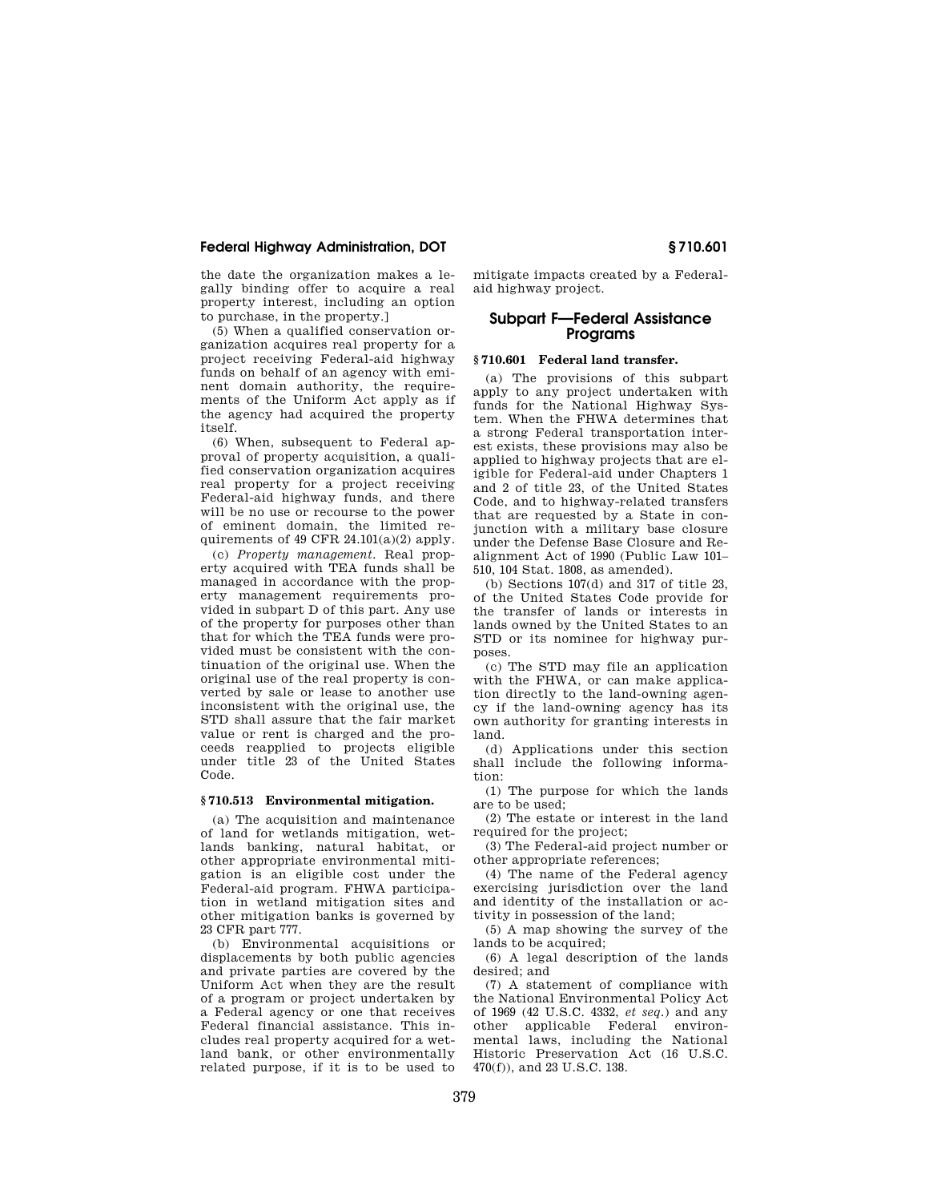the date the organization makes a legally binding offer to acquire a real property interest, including an option to purchase, in the property.]

(5) When a qualified conservation organization acquires real property for a project receiving Federal-aid highway funds on behalf of an agency with eminent domain authority, the requirements of the Uniform Act apply as if the agency had acquired the property itself.

(6) When, subsequent to Federal approval of property acquisition, a qualified conservation organization acquires real property for a project receiving Federal-aid highway funds, and there will be no use or recourse to the power of eminent domain, the limited requirements of 49 CFR 24.101(a)(2) apply.

(c) *Property management.* Real property acquired with TEA funds shall be managed in accordance with the property management requirements provided in subpart D of this part. Any use of the property for purposes other than that for which the TEA funds were provided must be consistent with the continuation of the original use. When the original use of the real property is converted by sale or lease to another use inconsistent with the original use, the STD shall assure that the fair market value or rent is charged and the proceeds reapplied to projects eligible under title 23 of the United States Code.

### § 710.513 Environmental mitigation.

(a) The acquisition and maintenance of land for wetlands mitigation, wetlands banking, natural habitat, or other appropriate environmental mitigation is an eligible cost under the Federal-aid program. FHWA participation in wetland mitigation sites and other mitigation banks is governed by 23 CFR part 777.

(b) Environmental acquisitions or displacements by both public agencies and private parties are covered by the Uniform Act when they are the result of a program or project undertaken by a Federal agency or one that receives Federal financial assistance. This includes real property acquired for a wetland bank, or other environmentally related purpose, if it is to be used to mitigate impacts created by a Federal-aid highway project.

## Subpart F—Federal Assistance Programs

### § 710.601 Federal land transfer.

(a) The provisions of this subpart apply to any project undertaken with funds for the National Highway System. When the FHWA determines that a strong Federal transportation interest exists, these provisions may also be applied to highway projects that are eligible for Federal-aid under Chapters 1 and 2 of title 23, of the United States Code, and to highway-related transfers that are requested by a State in conjunction with a military base closure under the Defense Base Closure and Realignment Act of 1990 (Public Law 101–510, 104 Stat. 1808, as amended).

(b) Sections 107(d) and 317 of title 23, of the United States Code provide for the transfer of lands or interests in lands owned by the United States to an STD or its nominee for highway purposes.

(c) The STD may file an application with the FHWA, or can make application directly to the land-owning agency if the land-owning agency has its own authority for granting interests in land.

(d) Applications under this section shall include the following information:

(1) The purpose for which the lands are to be used;

(2) The estate or interest in the land required for the project;

(3) The Federal-aid project number or other appropriate references;

(4) The name of the Federal agency exercising jurisdiction over the land and identity of the installation or activity in possession of the land;

(5) A map showing the survey of the lands to be acquired;

(6) A legal description of the lands desired; and

(7) A statement of compliance with the National Environmental Policy Act of 1969 (42 U.S.C. 4332, *et seq.*) and any other applicable Federal environmental laws, including the National Historic Preservation Act (16 U.S.C. 470(f)), and 23 U.S.C. 138.